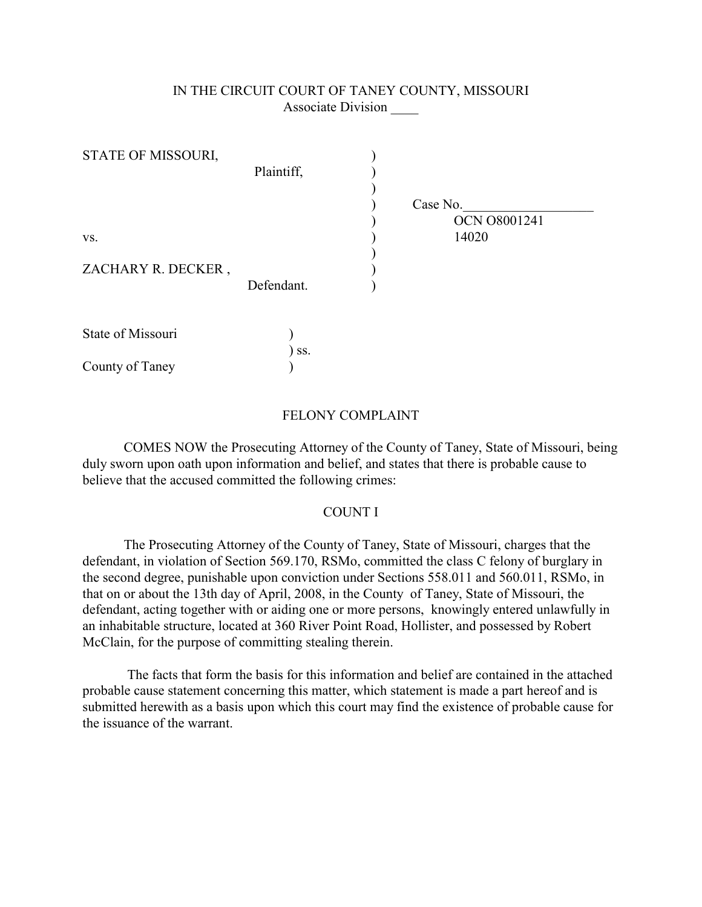IN THE CIRCUIT COURT OF TANEY COUNTY, MISSOURI
Associate Division ____

STATE OF MISSOURI,
Plaintiff,

vs.

ZACHARY R. DECKER ,
Defendant.

Case No.___________________
OCN O8001241
14020

State of Missouri )
) ss.
County of Taney )

## FELONY COMPLAINT

COMES NOW the Prosecuting Attorney of the County of Taney, State of Missouri, being duly sworn upon oath upon information and belief, and states that there is probable cause to believe that the accused committed the following crimes:

### COUNT I

The Prosecuting Attorney of the County of Taney, State of Missouri, charges that the defendant, in violation of Section 569.170, RSMo, committed the class C felony of burglary in the second degree, punishable upon conviction under Sections 558.011 and 560.011, RSMo, in that on or about the 13th day of April, 2008, in the County of Taney, State of Missouri, the defendant, acting together with or aiding one or more persons, knowingly entered unlawfully in an inhabitable structure, located at 360 River Point Road, Hollister, and possessed by Robert McClain, for the purpose of committing stealing therein.

The facts that form the basis for this information and belief are contained in the attached probable cause statement concerning this matter, which statement is made a part hereof and is submitted herewith as a basis upon which this court may find the existence of probable cause for the issuance of the warrant.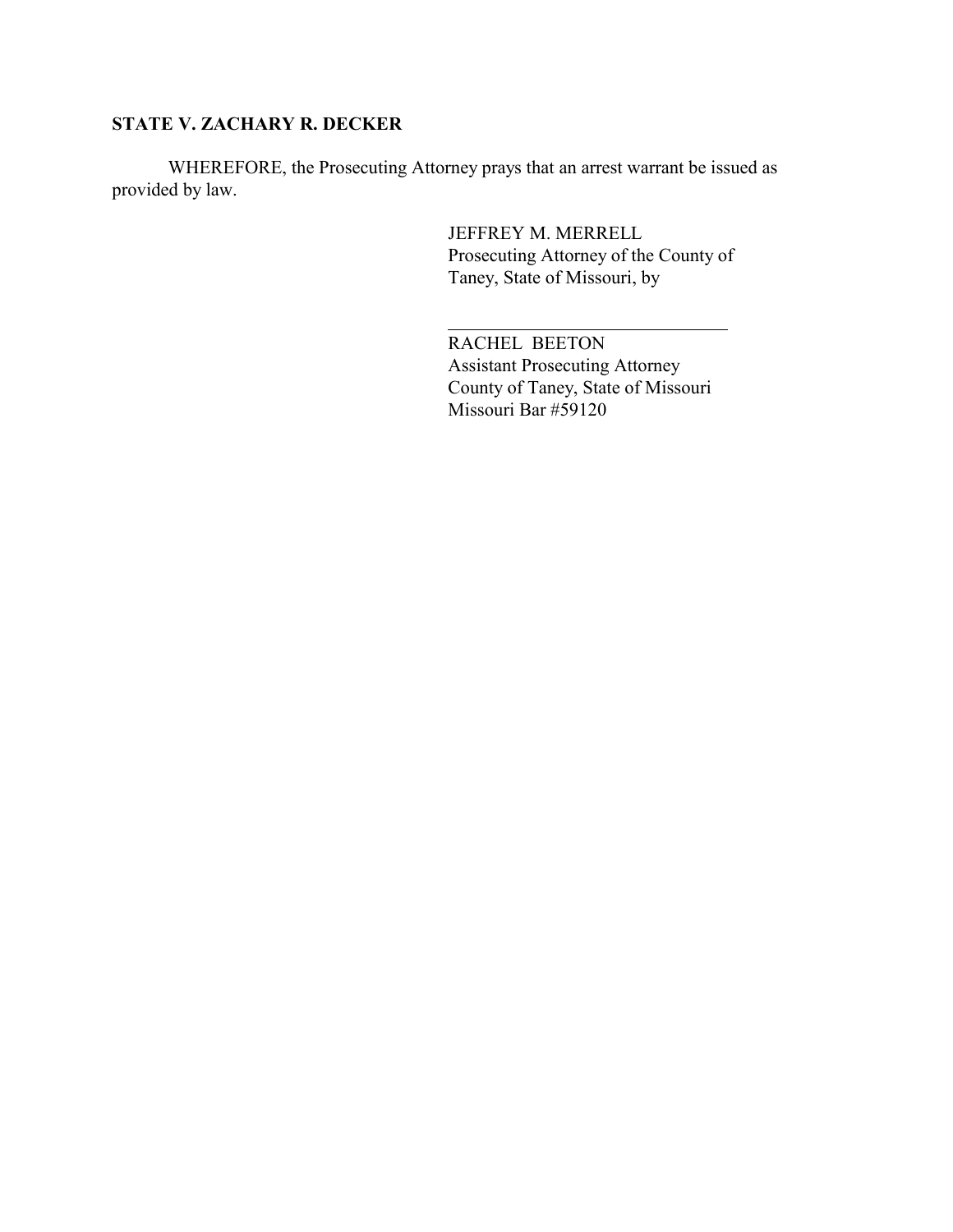**STATE V. ZACHARY R. DECKER**

WHEREFORE, the Prosecuting Attorney prays that an arrest warrant be issued as provided by law.

JEFFREY M. MERRELL
Prosecuting Attorney of the County of Taney, State of Missouri, by

\_\_\_\_\_\_\_\_\_\_\_\_\_\_\_\_\_\_\_\_\_\_\_\_\_\_\_\_\_\_

RACHEL BEETON
Assistant Prosecuting Attorney
County of Taney, State of Missouri
Missouri Bar #59120